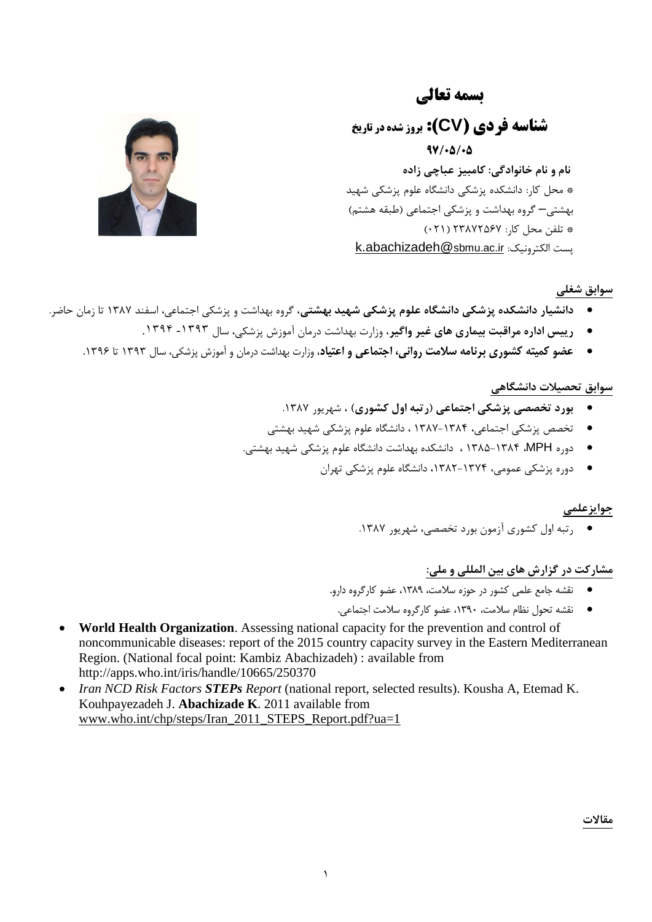# بسمه تعالی

## شناسه فردی (CV): بروز شده در تاریخ ۹۷/۰۵/۰۵

**نام و نام خانوادگی: کامبیز عباچی زاده**

* محل کار: دانشکده پزشکی دانشگاه علوم پزشکی شهید بهشتی– گروه بهداشت و پزشکی اجتماعی (طبقه هشتم)

* تلفن محل کار: ۲۳۸۷۲۵۶۷ (۰۲۱)

پست الکترونیک: k.abachizadeh@sbmu.ac.ir

### سوابق شغلی

- **دانشیار دانشکده پزشکی دانشگاه علوم پزشکی شهید بهشتی**، گروه بهداشت و پزشکی اجتماعی، اسفند ۱۳۸۷ تا زمان حاضر.
- **رییس اداره مراقبت بیماری های غیر واگیر**، وزارت بهداشت درمان آموزش پزشکی، سال ۱۳۹۳- ۱۳۹۴.
- **عضو کمیته کشوری برنامه سلامت روانی، اجتماعی و اعتیاد**، وزارت بهداشت درمان و آموزش پزشکی، سال ۱۳۹۳ تا ۱۳۹۶.

### سوابق تحصیلات دانشگاهی

- **بورد تخصصی پزشکی اجتماعی (رتبه اول کشوری)** ، شهریور ۱۳۸۷.
- تخصص پزشکی اجتماعی، ۱۳۸۴-۱۳۸۷ ، دانشگاه علوم پزشکی شهید بهشتی
- دوره MPH، ۱۳۸۴-۱۳۸۵ ، دانشکده بهداشت دانشگاه علوم پزشکی شهید بهشتی.
- دوره پزشکی عمومی، ۱۳۷۴-۱۳۸۲، دانشگاه علوم پزشکی تهران

### جوایزعلمی

- رتبه اول کشوری آزمون بورد تخصصی، شهریور ۱۳۸۷.

### مشارکت در گزارش های بین المللی و ملی:

- نقشه جامع علمی کشور در حوزه سلامت، ۱۳۸۹، عضو کارگروه دارو.
- نقشه تحول نظام سلامت، ۱۳۹۰، عضو کارگروه سلامت اجتماعی.
- **World Health Organization**. Assessing national capacity for the prevention and control of noncommunicable diseases: report of the 2015 country capacity survey in the Eastern Mediterranean Region. (National focal point: Kambiz Abachizadeh) : available from http://apps.who.int/iris/handle/10665/250370
- *Iran NCD Risk Factors **STEPs** Report* (national report, selected results). Kousha A, Etemad K. Kouhpayezadeh J. **Abachizade K**. 2011 available from www.who.int/chp/steps/Iran_2011_STEPS_Report.pdf?ua=1

### مقالات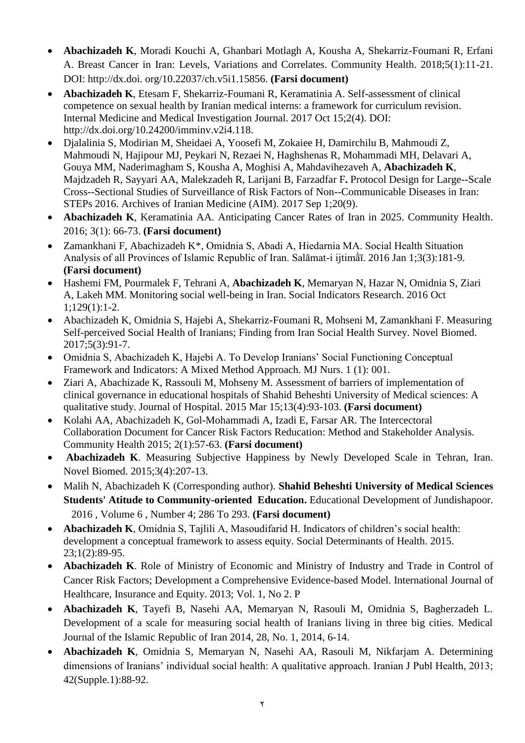- **Abachizadeh K**, Moradi Kouchi A, Ghanbari Motlagh A, Kousha A, Shekarriz-Foumani R, Erfani A. Breast Cancer in Iran: Levels, Variations and Correlates. Community Health. 2018;5(1):11-21. DOI: http://dx.doi. org/10.22037/ch.v5i1.15856. **(Farsi document)**
- **Abachizadeh K**, Etesam F, Shekarriz-Foumani R, Keramatinia A. Self-assessment of clinical competence on sexual health by Iranian medical interns: a framework for curriculum revision. Internal Medicine and Medical Investigation Journal. 2017 Oct 15;2(4). DOI: http://dx.doi.org/10.24200/imminv.v2i4.118.
- Djalalinia S, Modirian M, Sheidaei A, Yoosefi M, Zokaiee H, Damirchilu B, Mahmoudi Z, Mahmoudi N, Hajipour MJ, Peykari N, Rezaei N, Haghshenas R, Mohammadi MH, Delavari A, Gouya MM, Naderimagham S, Kousha A, Moghisi A, Mahdavihezaveh A, **Abachizadeh K**, Majdzadeh R, Sayyari AA, Malekzadeh R, Larijani B, Farzadfar F**.** Protocol Design for Large--Scale Cross--Sectional Studies of Surveillance of Risk Factors of Non--Communicable Diseases in Iran: STEPs 2016. Archives of Iranian Medicine (AIM). 2017 Sep 1;20(9).
- **Abachizadeh K**, Keramatinia AA. Anticipating Cancer Rates of Iran in 2025. Community Health. 2016; 3(1): 66-73. **(Farsi document)**
- Zamankhani F, Abachizadeh K*, Omidnia S, Abadi A, Hiedarnia MA. Social Health Situation Analysis of all Provinces of Islamic Republic of Iran. Salāmat-i ijtimā̒ī. 2016 Jan 1;3(3):181-9. **(Farsi document)**
- Hashemi FM, Pourmalek F, Tehrani A, **Abachizadeh K**, Memaryan N, Hazar N, Omidnia S, Ziari A, Lakeh MM. Monitoring social well-being in Iran. Social Indicators Research. 2016 Oct 1;129(1):1-2.
- Abachizadeh K, Omidnia S, Hajebi A, Shekarriz-Foumani R, Mohseni M, Zamankhani F. Measuring Self-perceived Social Health of Iranians; Finding from Iran Social Health Survey. Novel Biomed. 2017;5(3):91-7.
- Omidnia S, Abachizadeh K, Hajebi A. To Develop Iranians' Social Functioning Conceptual Framework and Indicators: A Mixed Method Approach. MJ Nurs. 1 (1): 001.
- Ziari A, Abachizade K, Rassouli M, Mohseny M. Assessment of barriers of implementation of clinical governance in educational hospitals of Shahid Beheshti University of Medical sciences: A qualitative study. Journal of Hospital. 2015 Mar 15;13(4):93-103. **(Farsi document)**
- Kolahi AA, Abachizadeh K, Gol-Mohammadi A, Izadi E, Farsar AR. The Intercectoral Collaboration Document for Cancer Risk Factors Reducation: Method and Stakeholder Analysis. Community Health 2015; 2(1):57-63. **(Farsi document)**
- **Abachizadeh K**. Measuring Subjective Happiness by Newly Developed Scale in Tehran, Iran. Novel Biomed. 2015;3(4):207-13.
- Malih N, Abachizadeh K (Corresponding author). **Shahid Beheshti University of Medical Sciences Students' Atitude to Community-oriented Education.** Educational Development of Jundishapoor. 2016 , Volume 6 , Number 4; 286 To 293. **(Farsi document)**
- **Abachizadeh K**, Omidnia S, Tajlili A, Masoudifarid H. Indicators of children's social health: development a conceptual framework to assess equity. Social Determinants of Health. 2015. 23;1(2):89-95.
- **Abachizadeh K**. Role of Ministry of Economic and Ministry of Industry and Trade in Control of Cancer Risk Factors; Development a Comprehensive Evidence-based Model. International Journal of Healthcare, Insurance and Equity. 2013; Vol. 1, No 2. P
- **Abachizadeh K**, Tayefi B, Nasehi AA, Memaryan N, Rasouli M, Omidnia S, Bagherzadeh L. Development of a scale for measuring social health of Iranians living in three big cities. Medical Journal of the Islamic Republic of Iran 2014, 28, No. 1, 2014, 6-14.
- **Abachizadeh K**, Omidnia S, Memaryan N, Nasehi AA, Rasouli M, Nikfarjam A. Determining dimensions of Iranians' individual social health: A qualitative approach. Iranian J Publ Health, 2013; 42(Supple.1):88-92.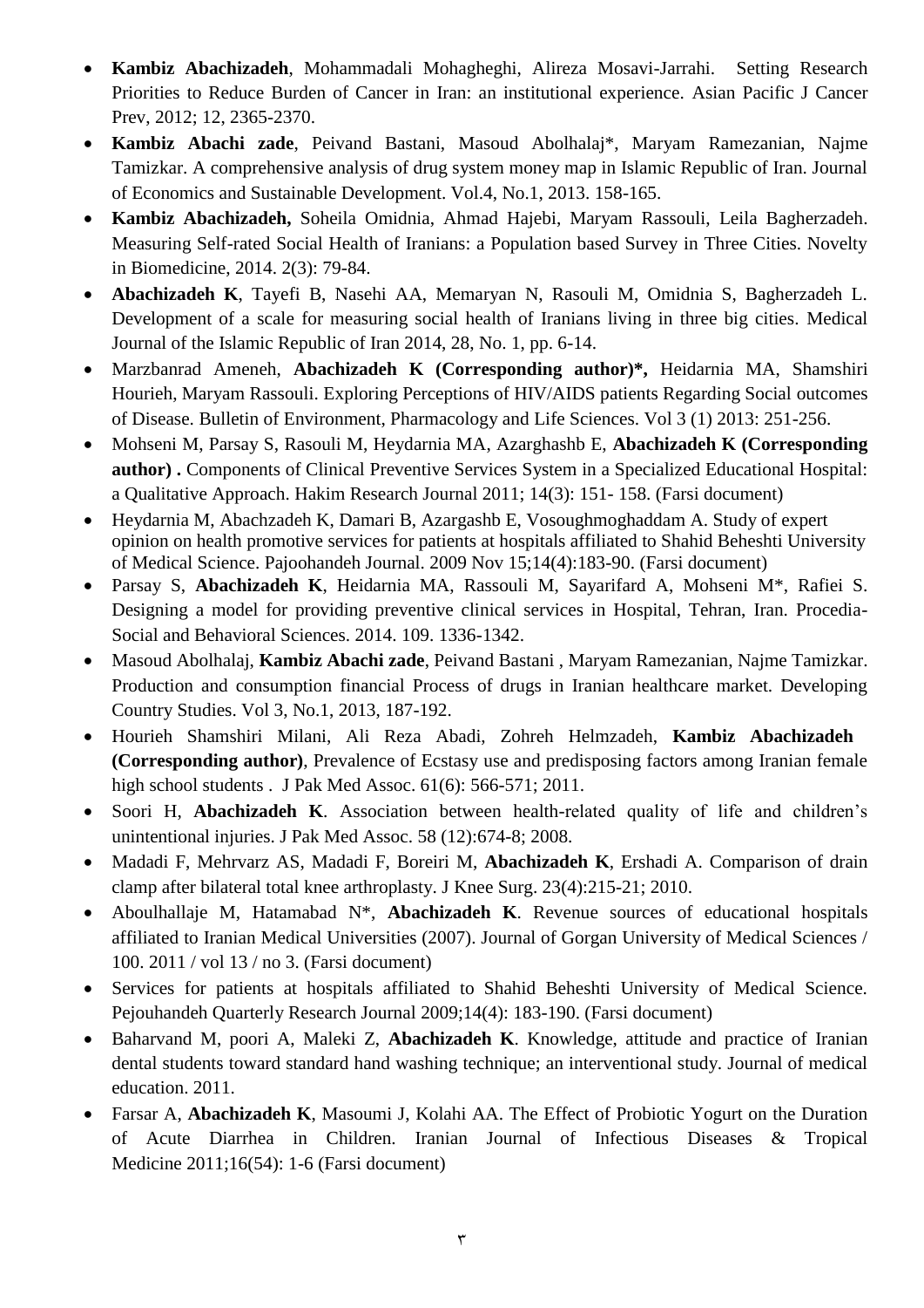- **Kambiz Abachizadeh**, Mohammadali Mohagheghi, Alireza Mosavi-Jarrahi. Setting Research Priorities to Reduce Burden of Cancer in Iran: an institutional experience. Asian Pacific J Cancer Prev, 2012; 12, 2365-2370.
- **Kambiz Abachi zade**, Peivand Bastani, Masoud Abolhalaj*, Maryam Ramezanian, Najme Tamizkar. A comprehensive analysis of drug system money map in Islamic Republic of Iran. Journal of Economics and Sustainable Development. Vol.4, No.1, 2013. 158-165.
- **Kambiz Abachizadeh,** Soheila Omidnia, Ahmad Hajebi, Maryam Rassouli, Leila Bagherzadeh. Measuring Self-rated Social Health of Iranians: a Population based Survey in Three Cities. Novelty in Biomedicine, 2014. 2(3): 79-84.
- **Abachizadeh K**, Tayefi B, Nasehi AA, Memaryan N, Rasouli M, Omidnia S, Bagherzadeh L. Development of a scale for measuring social health of Iranians living in three big cities. Medical Journal of the Islamic Republic of Iran 2014, 28, No. 1, pp. 6-14.
- Marzbanrad Ameneh, **Abachizadeh K (Corresponding author)*,** Heidarnia MA, Shamshiri Hourieh, Maryam Rassouli. Exploring Perceptions of HIV/AIDS patients Regarding Social outcomes of Disease. Bulletin of Environment, Pharmacology and Life Sciences. Vol 3 (1) 2013: 251-256.
- Mohseni M, Parsay S, Rasouli M, Heydarnia MA, Azarghashb E, **Abachizadeh K (Corresponding author) .** Components of Clinical Preventive Services System in a Specialized Educational Hospital: a Qualitative Approach. Hakim Research Journal 2011; 14(3): 151- 158. (Farsi document)
- Heydarnia M, Abachzadeh K, Damari B, Azargashb E, Vosoughmoghaddam A. Study of expert opinion on health promotive services for patients at hospitals affiliated to Shahid Beheshti University of Medical Science. Pajoohandeh Journal. 2009 Nov 15;14(4):183-90. (Farsi document)
- Parsay S, **Abachizadeh K**, Heidarnia MA, Rassouli M, Sayarifard A, Mohseni M*, Rafiei S. Designing a model for providing preventive clinical services in Hospital, Tehran, Iran. Procedia-Social and Behavioral Sciences. 2014. 109. 1336-1342.
- Masoud Abolhalaj, **Kambiz Abachi zade**, Peivand Bastani , Maryam Ramezanian, Najme Tamizkar. Production and consumption financial Process of drugs in Iranian healthcare market. Developing Country Studies. Vol 3, No.1, 2013, 187-192.
- Hourieh Shamshiri Milani, Ali Reza Abadi, Zohreh Helmzadeh, **Kambiz Abachizadeh (Corresponding author)**, Prevalence of Ecstasy use and predisposing factors among Iranian female high school students . J Pak Med Assoc. 61(6): 566-571; 2011.
- Soori H, **Abachizadeh K**. Association between health-related quality of life and children's unintentional injuries. J Pak Med Assoc. 58 (12):674-8; 2008.
- Madadi F, Mehrvarz AS, Madadi F, Boreiri M, **Abachizadeh K**, Ershadi A. Comparison of drain clamp after bilateral total knee arthroplasty. J Knee Surg. 23(4):215-21; 2010.
- Aboulhallaje M, Hatamabad N*, **Abachizadeh K**. Revenue sources of educational hospitals affiliated to Iranian Medical Universities (2007). Journal of Gorgan University of Medical Sciences / 100. 2011 / vol 13 / no 3. (Farsi document)
- Services for patients at hospitals affiliated to Shahid Beheshti University of Medical Science. Pejouhandeh Quarterly Research Journal 2009;14(4): 183-190. (Farsi document)
- Baharvand M, poori A, Maleki Z, **Abachizadeh K**. Knowledge, attitude and practice of Iranian dental students toward standard hand washing technique; an interventional study. Journal of medical education. 2011.
- Farsar A, **Abachizadeh K**, Masoumi J, Kolahi AA. The Effect of Probiotic Yogurt on the Duration of Acute Diarrhea in Children. Iranian Journal of Infectious Diseases & Tropical Medicine 2011;16(54): 1-6 (Farsi document)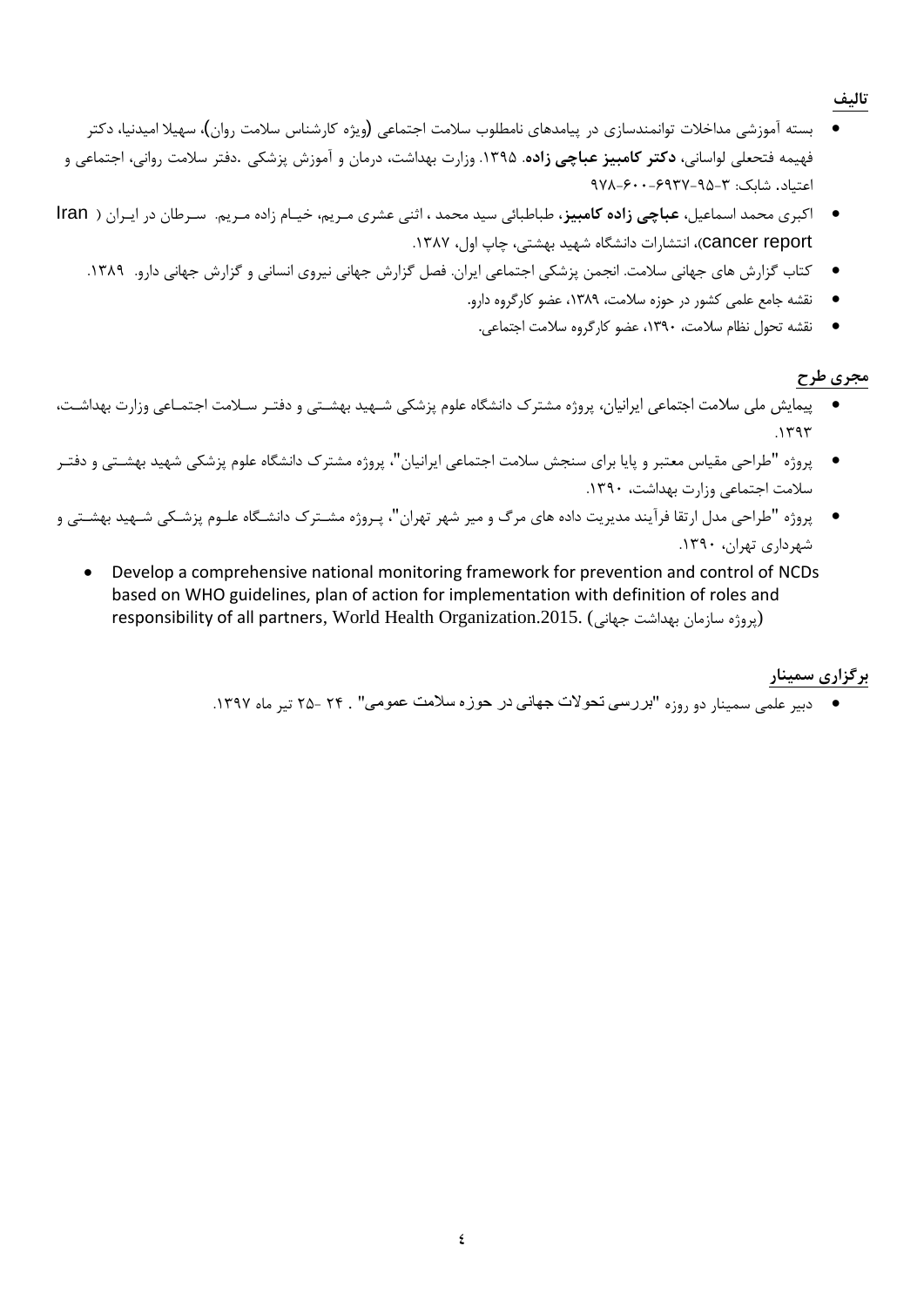## تالیف

- بسته آموزشی مداخلات توانمندسازی در پیامدهای نامطلوب سلامت اجتماعی (ویژه کارشناس سلامت روان)، سهیلا امیدنیا، دکتر فهیمه فتحعلی لواسانی، **دکتر کامبیز عباچی زاده**. ۱۳۹۵. وزارت بهداشت، درمان و آموزش پزشکی .دفتر سلامت روانی، اجتماعی و اعتیاد. شابک: ۳-۹۵-۶۹۳۷-۶۰۰-۹۷۸
- اکبری محمد اسماعیل، **عباچی زاده کامبیز**، طباطبائی سید محمد ، اثنی عشری مریم، خیام زاده مریم. سرطان در ایران ( Iran cancer report)، انتشارات دانشگاه شهید بهشتی، چاپ اول، ۱۳۸۷.
- کتاب گزارش های جهانی سلامت. انجمن پزشکی اجتماعی ایران. فصل گزارش جهانی نیروی انسانی و گزارش جهانی دارو. ۱۳۸۹.
- نقشه جامع علمی کشور در حوزه سلامت، ۱۳۸۹، عضو کارگروه دارو.
- نقشه تحول نظام سلامت، ۱۳۹۰، عضو کارگروه سلامت اجتماعی.

## مجری طرح

- پیمایش ملی سلامت اجتماعی ایرانیان، پروژه مشترک دانشگاه علوم پزشکی شهید بهشتی و دفتر سلامت اجتماعی وزارت بهداشت، ۱۳۹۳.
- پروژه "طراحی مقیاس معتبر و پایا برای سنجش سلامت اجتماعی ایرانیان"، پروژه مشترک دانشگاه علوم پزشکی شهید بهشتی و دفتر سلامت اجتماعی وزارت بهداشت، ۱۳۹۰.
- پروژه "طراحی مدل ارتقا فرآیند مدیریت داده های مرگ و میر شهر تهران"، پروژه مشترک دانشگاه علوم پزشکی شهید بهشتی و شهرداری تهران، ۱۳۹۰.
- Develop a comprehensive national monitoring framework for prevention and control of NCDs based on WHO guidelines, plan of action for implementation with definition of roles and responsibility of all partners, World Health Organization.2015. (پروژه سازمان بهداشت جهانی)

## برگزاری سمینار

- دبیر علمی سمینار دو روزه "بررسی تحولات جهانی در حوزه سلامت عمومی" . ۲۴ -۲۵ تیر ماه ۱۳۹۷.